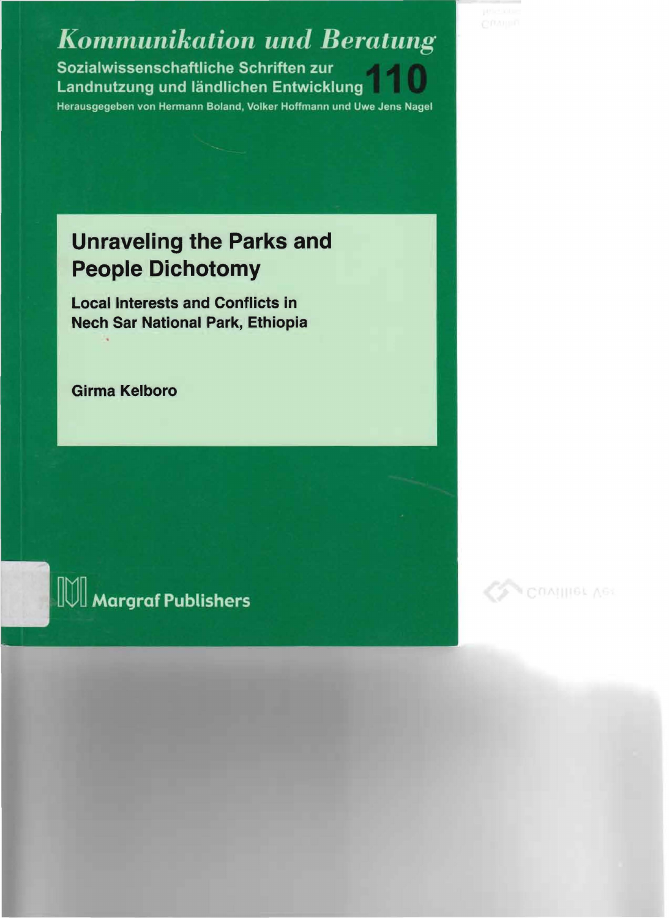*Kommunikation und Beratung*

Sozialwissenschaftliche Schriften zur Landnutzung und ländlichen Entwicklung **110**

Herausgegeben von Hermann Boland, Volker Hoffmann und Uwe Jens Nagel

# Unraveling the Parks and People Dichotomy

## Local Interests and Conflicts in Nech Sar National Park, Ethiopia

**Girma Kelboro**

Margraf Publishers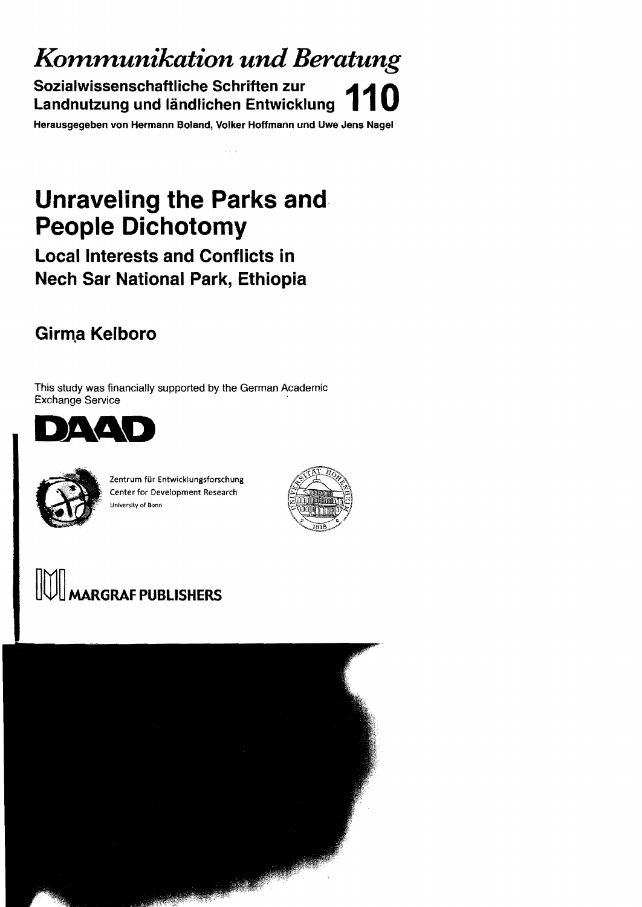# *Kommunikation und Beratung*

**Sozialwissenschaftliche Schriften zur Landnutzung und ländlichen Entwicklung** **110**

**Herausgegeben von Hermann Boland, Volker Hoffmann und Uwe Jens Nagel**

# Unraveling the Parks and People Dichotomy

## Local Interests and Conflicts in Nech Sar National Park, Ethiopia

### Girma Kelboro

This study was financially supported by the German Academic Exchange Service

**DAAD**

Zentrum für Entwicklungsforschung
Center for Development Research
University of Bonn

**MARGRAF PUBLISHERS**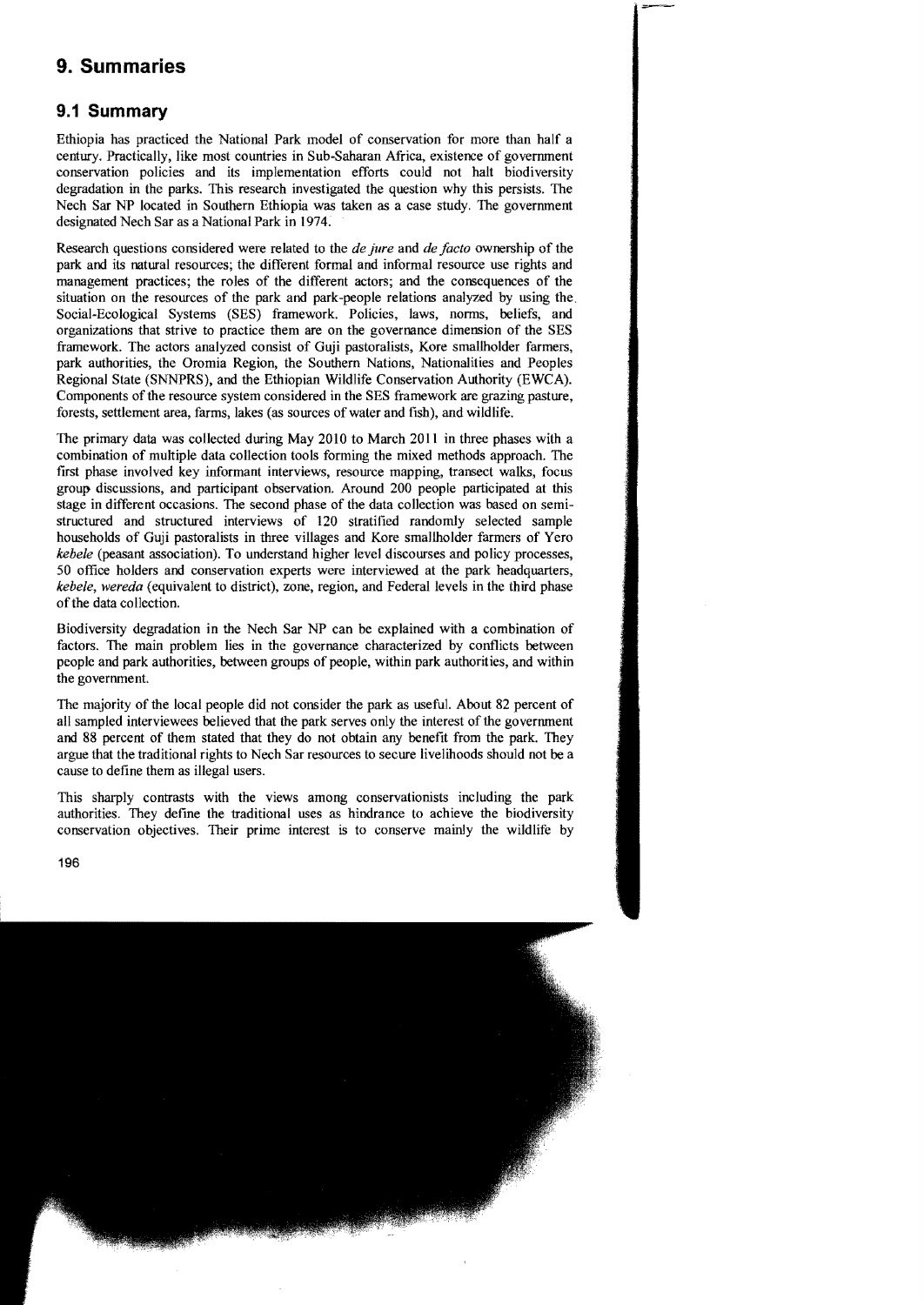# 9. Summaries

## 9.1 Summary

Ethiopia has practiced the National Park model of conservation for more than half a century. Practically, like most countries in Sub-Saharan Africa, existence of government conservation policies and its implementation efforts could not halt biodiversity degradation in the parks. This research investigated the question why this persists. The Nech Sar NP located in Southern Ethiopia was taken as a case study. The government designated Nech Sar as a National Park in 1974.

Research questions considered were related to the *de jure* and *de facto* ownership of the park and its natural resources; the different formal and informal resource use rights and management practices; the roles of the different actors; and the consequences of the situation on the resources of the park and park-people relations analyzed by using the Social-Ecological Systems (SES) framework. Policies, laws, norms, beliefs, and organizations that strive to practice them are on the governance dimension of the SES framework. The actors analyzed consist of Guji pastoralists, Kore smallholder farmers, park authorities, the Oromia Region, the Southern Nations, Nationalities and Peoples Regional State (SNNPRS), and the Ethiopian Wildlife Conservation Authority (EWCA). Components of the resource system considered in the SES framework are grazing pasture, forests, settlement area, farms, lakes (as sources of water and fish), and wildlife.

The primary data was collected during May 2010 to March 2011 in three phases with a combination of multiple data collection tools forming the mixed methods approach. The first phase involved key informant interviews, resource mapping, transect walks, focus group discussions, and participant observation. Around 200 people participated at this stage in different occasions. The second phase of the data collection was based on semi-structured and structured interviews of 120 stratified randomly selected sample households of Guji pastoralists in three villages and Kore smallholder farmers of Yero *kebele* (peasant association). To understand higher level discourses and policy processes, 50 office holders and conservation experts were interviewed at the park headquarters, *kebele*, *wereda* (equivalent to district), zone, region, and Federal levels in the third phase of the data collection.

Biodiversity degradation in the Nech Sar NP can be explained with a combination of factors. The main problem lies in the governance characterized by conflicts between people and park authorities, between groups of people, within park authorities, and within the government.

The majority of the local people did not consider the park as useful. About 82 percent of all sampled interviewees believed that the park serves only the interest of the government and 88 percent of them stated that they do not obtain any benefit from the park. They argue that the traditional rights to Nech Sar resources to secure livelihoods should not be a cause to define them as illegal users.

This sharply contrasts with the views among conservationists including the park authorities. They define the traditional uses as hindrance to achieve the biodiversity conservation objectives. Their prime interest is to conserve mainly the wildlife by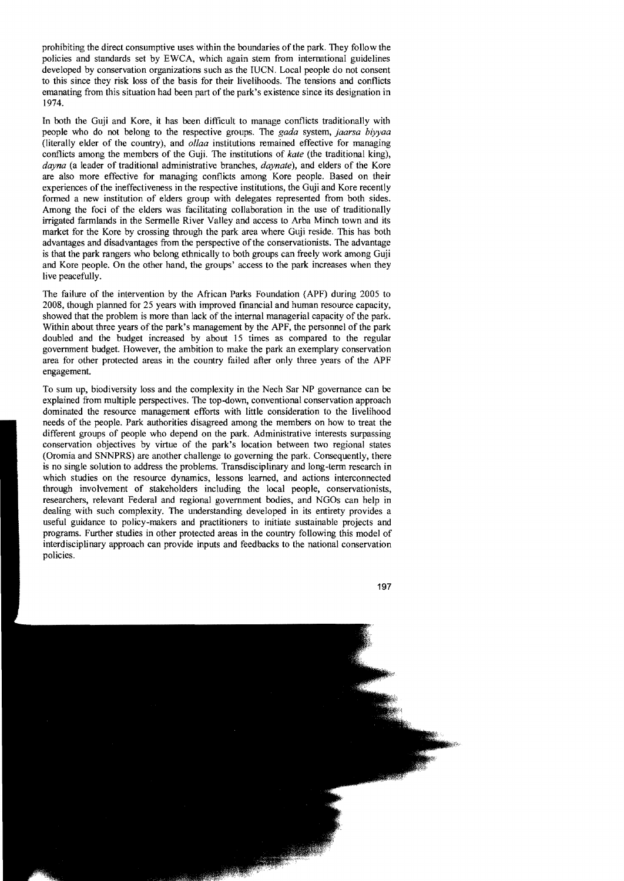prohibiting the direct consumptive uses within the boundaries of the park. They follow the policies and standards set by EWCA, which again stem from international guidelines developed by conservation organizations such as the IUCN. Local people do not consent to this since they risk loss of the basis for their livelihoods. The tensions and conflicts emanating from this situation had been part of the park's existence since its designation in 1974.

In both the Guji and Kore, it has been difficult to manage conflicts traditionally with people who do not belong to the respective groups. The *gada* system, *jaarsa biyyaa* (literally elder of the country), and *ollaa* institutions remained effective for managing conflicts among the members of the Guji. The institutions of *kate* (the traditional king), *dayna* (a leader of traditional administrative branches, *daynate*), and elders of the Kore are also more effective for managing conflicts among Kore people. Based on their experiences of the ineffectiveness in the respective institutions, the Guji and Kore recently formed a new institution of elders group with delegates represented from both sides. Among the foci of the elders was facilitating collaboration in the use of traditionally irrigated farmlands in the Sermelle River Valley and access to Arba Minch town and its market for the Kore by crossing through the park area where Guji reside. This has both advantages and disadvantages from the perspective of the conservationists. The advantage is that the park rangers who belong ethnically to both groups can freely work among Guji and Kore people. On the other hand, the groups' access to the park increases when they live peacefully.

The failure of the intervention by the African Parks Foundation (APF) during 2005 to 2008, though planned for 25 years with improved financial and human resource capacity, showed that the problem is more than lack of the internal managerial capacity of the park. Within about three years of the park's management by the APF, the personnel of the park doubled and the budget increased by about 15 times as compared to the regular government budget. However, the ambition to make the park an exemplary conservation area for other protected areas in the country failed after only three years of the APF engagement.

To sum up, biodiversity loss and the complexity in the Nech Sar NP governance can be explained from multiple perspectives. The top-down, conventional conservation approach dominated the resource management efforts with little consideration to the livelihood needs of the people. Park authorities disagreed among the members on how to treat the different groups of people who depend on the park. Administrative interests surpassing conservation objectives by virtue of the park's location between two regional states (Oromia and SNNPRS) are another challenge to governing the park. Consequently, there is no single solution to address the problems. Transdisciplinary and long-term research in which studies on the resource dynamics, lessons learned, and actions interconnected through involvement of stakeholders including the local people, conservationists, researchers, relevant Federal and regional government bodies, and NGOs can help in dealing with such complexity. The understanding developed in its entirety provides a useful guidance to policy-makers and practitioners to initiate sustainable projects and programs. Further studies in other protected areas in the country following this model of interdisciplinary approach can provide inputs and feedbacks to the national conservation policies.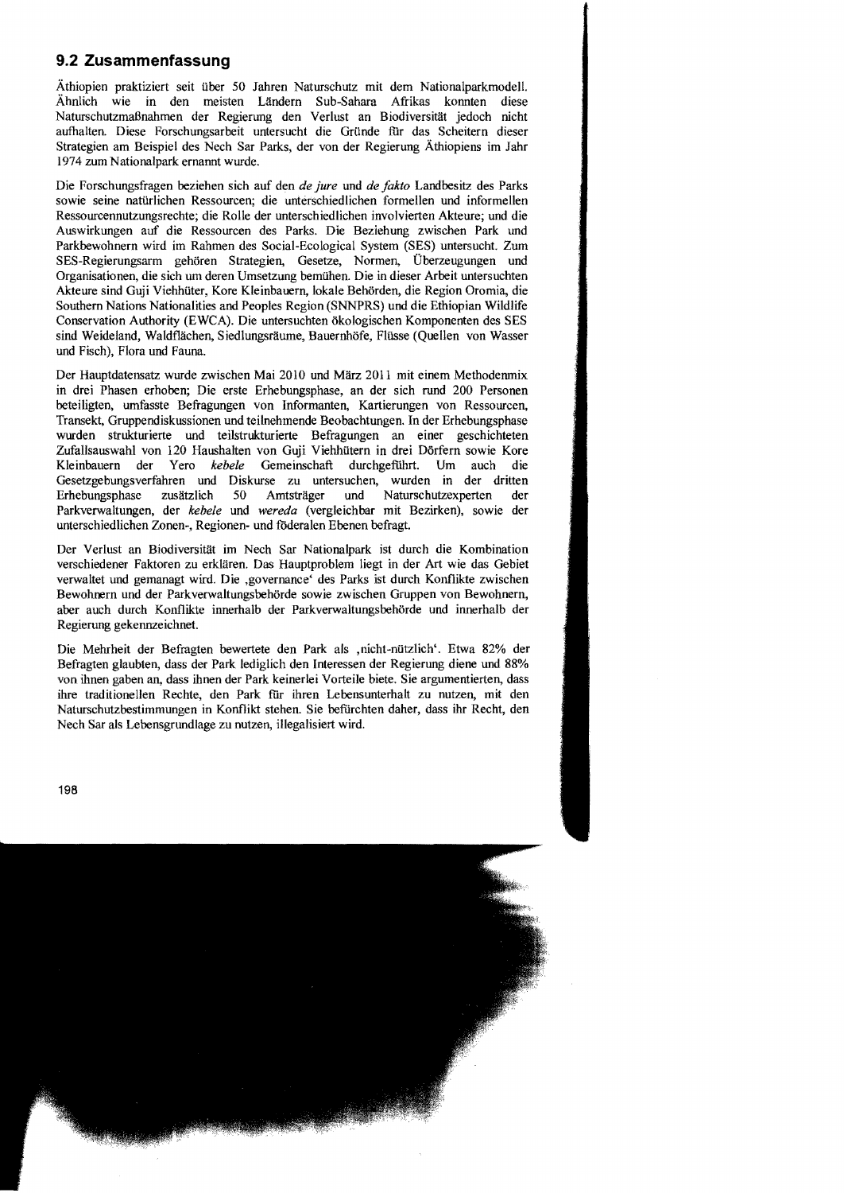## 9.2 Zusammenfassung

Äthiopien praktiziert seit über 50 Jahren Naturschutz mit dem Nationalparkmodell. Ähnlich wie in den meisten Ländern Sub-Sahara Afrikas konnten diese Naturschutzmaßnahmen der Regierung den Verlust an Biodiversität jedoch nicht aufhalten. Diese Forschungsarbeit untersucht die Gründe für das Scheitern dieser Strategien am Beispiel des Nech Sar Parks, der von der Regierung Äthiopiens im Jahr 1974 zum Nationalpark ernannt wurde.

Die Forschungsfragen beziehen sich auf den *de jure* und *de fakto* Landbesitz des Parks sowie seine natürlichen Ressourcen; die unterschiedlichen formellen und informellen Ressourcennutzungsrechte; die Rolle der unterschiedlichen involvierten Akteure; und die Auswirkungen auf die Ressourcen des Parks. Die Beziehung zwischen Park und Parkbewohnern wird im Rahmen des Social-Ecological System (SES) untersucht. Zum SES-Regierungsarm gehören Strategien, Gesetze, Normen, Überzeugungen und Organisationen, die sich um deren Umsetzung bemühen. Die in dieser Arbeit untersuchten Akteure sind Guji Viehhüter, Kore Kleinbauern, lokale Behörden, die Region Oromia, die Southern Nations Nationalities and Peoples Region (SNNPRS) und die Ethiopian Wildlife Conservation Authority (EWCA). Die untersuchten ökologischen Komponenten des SES sind Weideland, Waldflächen, Siedlungsräume, Bauernhöfe, Flüsse (Quellen von Wasser und Fisch), Flora und Fauna.

Der Hauptdatensatz wurde zwischen Mai 2010 und März 2011 mit einem Methodenmix in drei Phasen erhoben; Die erste Erhebungsphase, an der sich rund 200 Personen beteiligten, umfasste Befragungen von Informanten, Kartierungen von Ressourcen, Transekt, Gruppendiskussionen und teilnehmende Beobachtungen. In der Erhebungsphase wurden strukturierte und teilstrukturierte Befragungen an einer geschichteten Zufallsauswahl von 120 Haushalten von Guji Viehhütern in drei Dörfern sowie Kore Kleinbauern der Yero *kebele* Gemeinschaft durchgeführt. Um auch die Gesetzgebungsverfahren und Diskurse zu untersuchen, wurden in der dritten Erhebungsphase zusätzlich 50 Amtsträger und Naturschutzexperten der Parkverwaltungen, der *kebele* und *wereda* (vergleichbar mit Bezirken), sowie der unterschiedlichen Zonen-, Regionen- und föderalen Ebenen befragt.

Der Verlust an Biodiversität im Nech Sar Nationalpark ist durch die Kombination verschiedener Faktoren zu erklären. Das Hauptproblem liegt in der Art wie das Gebiet verwaltet und gemanagt wird. Die ‚governance' des Parks ist durch Konflikte zwischen Bewohnern und der Parkverwaltungsbehörde sowie zwischen Gruppen von Bewohnern, aber auch durch Konflikte innerhalb der Parkverwaltungsbehörde und innerhalb der Regierung gekennzeichnet.

Die Mehrheit der Befragten bewertete den Park als ‚nicht-nützlich'. Etwa 82% der Befragten glaubten, dass der Park lediglich den Interessen der Regierung diene und 88% von ihnen gaben an, dass ihnen der Park keinerlei Vorteile biete. Sie argumentierten, dass ihre traditionellen Rechte, den Park für ihren Lebensunterhalt zu nutzen, mit den Naturschutzbestimmungen in Konflikt stehen. Sie befürchten daher, dass ihr Recht, den Nech Sar als Lebensgrundlage zu nutzen, illegalisiert wird.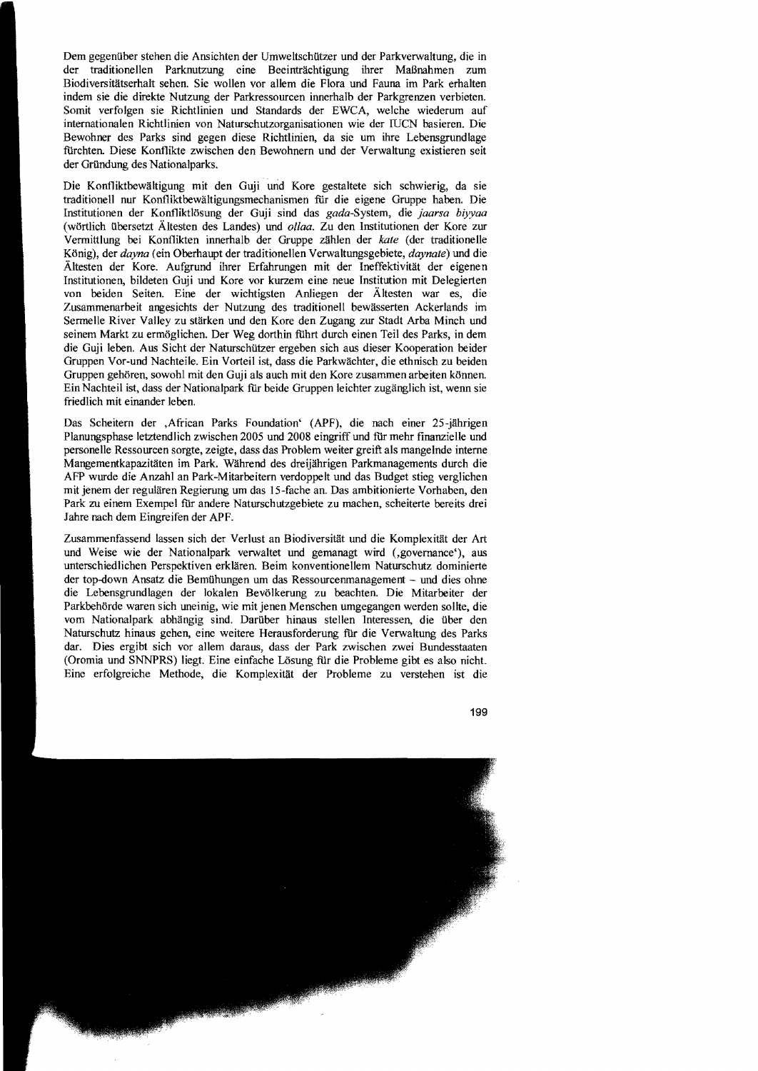Dem gegenüber stehen die Ansichten der Umweltschützer und der Parkverwaltung, die in der traditionellen Parknutzung eine Beeinträchtigung ihrer Maßnahmen zum Biodiversitätserhalt sehen. Sie wollen vor allem die Flora und Fauna im Park erhalten indem sie die direkte Nutzung der Parkressourcen innerhalb der Parkgrenzen verbieten. Somit verfolgen sie Richtlinien und Standards der EWCA, welche wiederum auf internationalen Richtlinien von Naturschutzorganisationen wie der IUCN basieren. Die Bewohner des Parks sind gegen diese Richtlinien, da sie um ihre Lebensgrundlage fürchten. Diese Konflikte zwischen den Bewohnern und der Verwaltung existieren seit der Gründung des Nationalparks.

Die Konfliktbewältigung mit den Guji und Kore gestaltete sich schwierig, da sie traditionell nur Konfliktbewältigungsmechanismen für die eigene Gruppe haben. Die Institutionen der Konfliktlösung der Guji sind das *gada*-System, die *jaarsa biyyaa* (wörtlich übersetzt Ältesten des Landes) und *ollaa*. Zu den Institutionen der Kore zur Vermittlung bei Konflikten innerhalb der Gruppe zählen der *kate* (der traditionelle König), der *dayna* (ein Oberhaupt der traditionellen Verwaltungsgebiete, *daynate*) und die Ältesten der Kore. Aufgrund ihrer Erfahrungen mit der Ineffektivität der eigenen Institutionen, bildeten Guji und Kore vor kurzem eine neue Institution mit Delegierten von beiden Seiten. Eine der wichtigsten Anliegen der Ältesten war es, die Zusammenarbeit angesichts der Nutzung des traditionell bewässerten Ackerlands im Sermelle River Valley zu stärken und den Kore den Zugang zur Stadt Arba Minch und seinem Markt zu ermöglichen. Der Weg dorthin führt durch einen Teil des Parks, in dem die Guji leben. Aus Sicht der Naturschützer ergeben sich aus dieser Kooperation beider Gruppen Vor-und Nachteile. Ein Vorteil ist, dass die Parkwächter, die ethnisch zu beiden Gruppen gehören, sowohl mit den Guji als auch mit den Kore zusammen arbeiten können. Ein Nachteil ist, dass der Nationalpark für beide Gruppen leichter zugänglich ist, wenn sie friedlich mit einander leben.

Das Scheitern der ‚African Parks Foundation' (APF), die nach einer 25-jährigen Planungsphase letztendlich zwischen 2005 und 2008 eingriff und für mehr finanzielle und personelle Ressourcen sorgte, zeigte, dass das Problem weiter greift als mangelnde interne Mangementkapazitäten im Park. Während des dreijährigen Parkmanagements durch die AFP wurde die Anzahl an Park-Mitarbeitern verdoppelt und das Budget stieg verglichen mit jenem der regulären Regierung um das 15-fache an. Das ambitionierte Vorhaben, den Park zu einem Exempel für andere Naturschutzgebiete zu machen, scheiterte bereits drei Jahre nach dem Eingreifen der APF.

Zusammenfassend lassen sich der Verlust an Biodiversität und die Komplexität der Art und Weise wie der Nationalpark verwaltet und gemanagt wird (‚governance'), aus unterschiedlichen Perspektiven erklären. Beim konventionellem Naturschutz dominierte der top-down Ansatz die Bemühungen um das Ressourcenmanagement – und dies ohne die Lebensgrundlagen der lokalen Bevölkerung zu beachten. Die Mitarbeiter der Parkbehörde waren sich uneinig, wie mit jenen Menschen umgegangen werden sollte, die vom Nationalpark abhängig sind. Darüber hinaus stellen Interessen, die über den Naturschutz hinaus gehen, eine weitere Herausforderung für die Verwaltung des Parks dar. Dies ergibt sich vor allem daraus, dass der Park zwischen zwei Bundesstaaten (Oromia und SNNPRS) liegt. Eine einfache Lösung für die Probleme gibt es also nicht. Eine erfolgreiche Methode, die Komplexität der Probleme zu verstehen ist die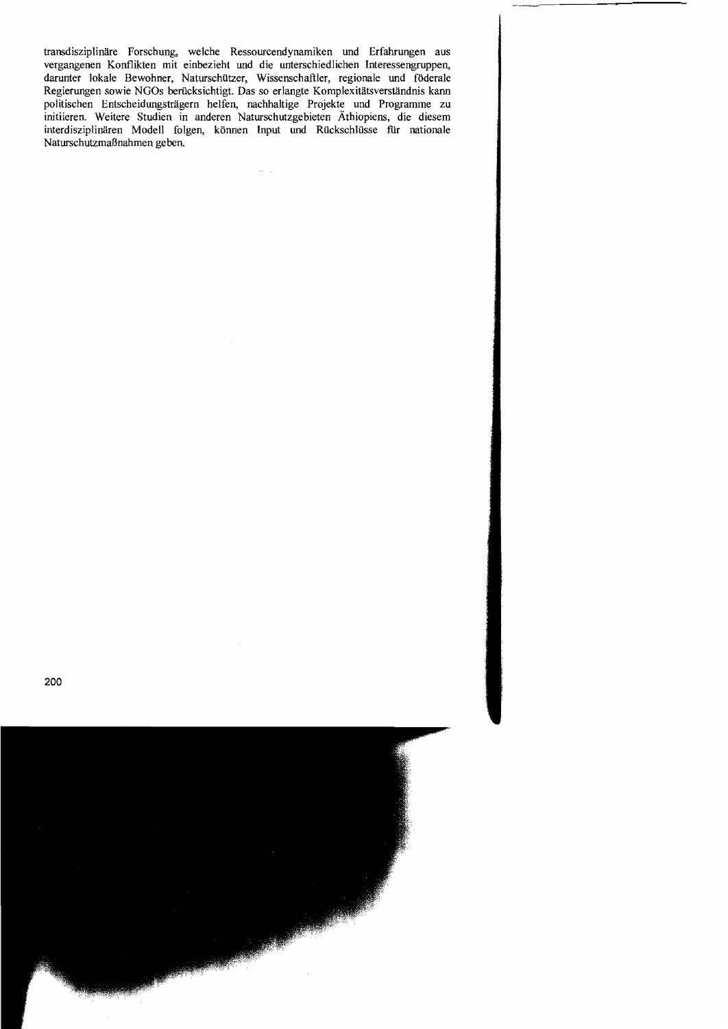transdisziplinäre Forschung, welche Ressourcendynamiken und Erfahrungen aus vergangenen Konflikten mit einbezieht und die unterschiedlichen Interessengruppen, darunter lokale Bewohner, Naturschützer, Wissenschaftler, regionale und föderale Regierungen sowie NGOs berücksichtigt. Das so erlangte Komplexitätsverständnis kann politischen Entscheidungsträgern helfen, nachhaltige Projekte und Programme zu initiieren. Weitere Studien in anderen Naturschutzgebieten Äthiopiens, die diesem interdisziplinären Modell folgen, können Input und Rückschlüsse für nationale Naturschutzmaßnahmen geben.